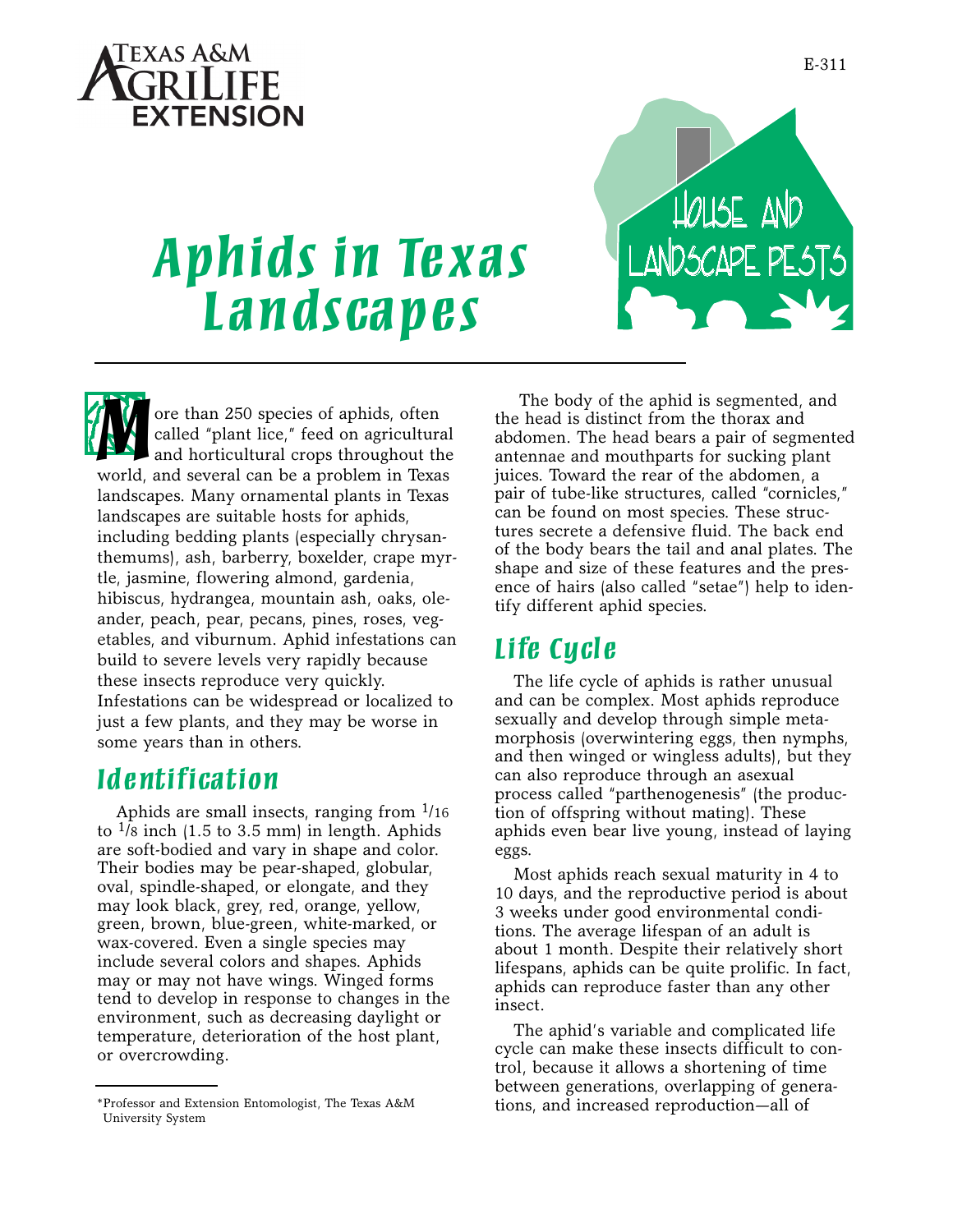E-311

# Aphids in Texas Landscapes

More than 250 species of aphids, often called "plant lice," feed on agricultural and horticultural crops throughout the world, and several can be a problem in Texas landscapes. Many ornamental plants in Texas landscapes are suitable hosts for aphids, including bedding plants (especially chrysanthemums), ash, barberry, boxelder, crape myrtle, jasmine, flowering almond, gardenia, hibiscus, hydrangea, mountain ash, oaks, oleander, peach, pear, pecans, pines, roses, vegetables, and viburnum. Aphid infestations can build to severe levels very rapidly because these insects reproduce very quickly. Infestations can be widespread or localized to just a few plants, and they may be worse in some years than in others.

## Identification

Aphids are small insects, ranging from 1/16 to 1/8 inch (1.5 to 3.5 mm) in length. Aphids are soft-bodied and vary in shape and color. Their bodies may be pear-shaped, globular, oval, spindle-shaped, or elongate, and they may look black, grey, red, orange, yellow, green, brown, blue-green, white-marked, or wax-covered. Even a single species may include several colors and shapes. Aphids may or may not have wings. Winged forms tend to develop in response to changes in the environment, such as decreasing daylight or temperature, deterioration of the host plant, or overcrowding.

The body of the aphid is segmented, and the head is distinct from the thorax and abdomen. The head bears a pair of segmented antennae and mouthparts for sucking plant juices. Toward the rear of the abdomen, a pair of tube-like structures, called "cornicles," can be found on most species. These structures secrete a defensive fluid. The back end of the body bears the tail and anal plates. The shape and size of these features and the presence of hairs (also called "setae") help to identify different aphid species.

## Life Cycle

The life cycle of aphids is rather unusual and can be complex. Most aphids reproduce sexually and develop through simple metamorphosis (overwintering eggs, then nymphs, and then winged or wingless adults), but they can also reproduce through an asexual process called "parthenogenesis" (the production of offspring without mating). These aphids even bear live young, instead of laying eggs.

Most aphids reach sexual maturity in 4 to 10 days, and the reproductive period is about 3 weeks under good environmental conditions. The average lifespan of an adult is about 1 month. Despite their relatively short lifespans, aphids can be quite prolific. In fact, aphids can reproduce faster than any other insect.

The aphid's variable and complicated life cycle can make these insects difficult to control, because it allows a shortening of time between generations, overlapping of generations, and increased reproduction—all of

*Professor and Extension Entomologist, The Texas A&M University System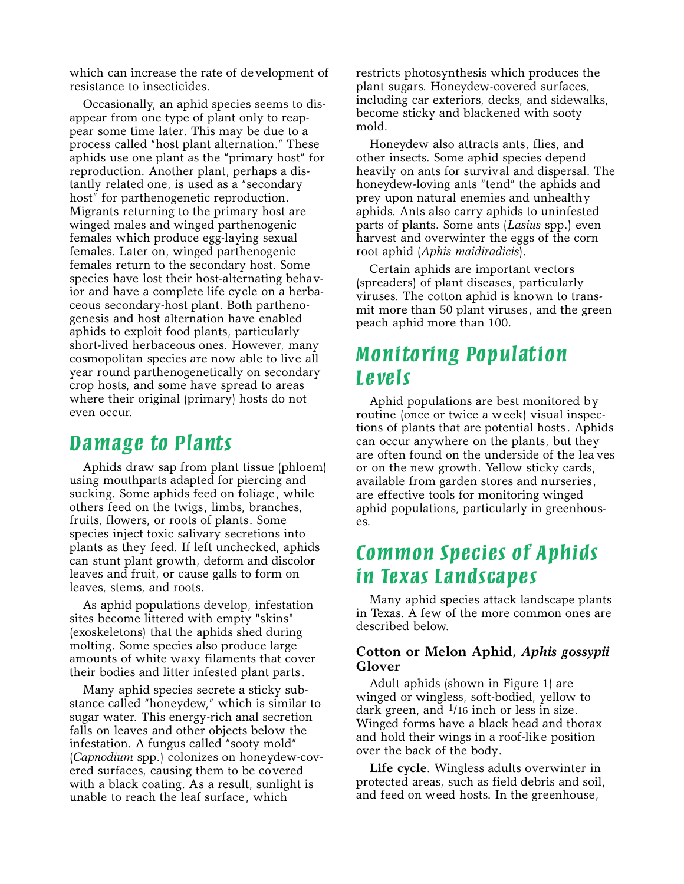which can increase the rate of development of resistance to insecticides.

Occasionally, an aphid species seems to disappear from one type of plant only to reappear some time later. This may be due to a process called "host plant alternation." These aphids use one plant as the "primary host" for reproduction. Another plant, perhaps a distantly related one, is used as a "secondary host" for parthenogenetic reproduction. Migrants returning to the primary host are winged males and winged parthenogenic females which produce egg-laying sexual females. Later on, winged parthenogenic females return to the secondary host. Some species have lost their host-alternating behavior and have a complete life cycle on a herbaceous secondary-host plant. Both parthenogenesis and host alternation have enabled aphids to exploit food plants, particularly short-lived herbaceous ones. However, many cosmopolitan species are now able to live all year round parthenogenetically on secondary crop hosts, and some have spread to areas where their original (primary) hosts do not even occur.

## Damage to Plants

Aphids draw sap from plant tissue (phloem) using mouthparts adapted for piercing and sucking. Some aphids feed on foliage, while others feed on the twigs, limbs, branches, fruits, flowers, or roots of plants. Some species inject toxic salivary secretions into plants as they feed. If left unchecked, aphids can stunt plant growth, deform and discolor leaves and fruit, or cause galls to form on leaves, stems, and roots.

As aphid populations develop, infestation sites become littered with empty "skins" (exoskeletons) that the aphids shed during molting. Some species also produce large amounts of white waxy filaments that cover their bodies and litter infested plant parts.

Many aphid species secrete a sticky substance called "honeydew," which is similar to sugar water. This energy-rich anal secretion falls on leaves and other objects below the infestation. A fungus called "sooty mold" (*Capnodium* spp.) colonizes on honeydew-covered surfaces, causing them to be covered with a black coating. As a result, sunlight is unable to reach the leaf surface, which restricts photosynthesis which produces the plant sugars. Honeydew-covered surfaces, including car exteriors, decks, and sidewalks, become sticky and blackened with sooty mold.

Honeydew also attracts ants, flies, and other insects. Some aphid species depend heavily on ants for survival and dispersal. The honeydew-loving ants "tend" the aphids and prey upon natural enemies and unhealthy aphids. Ants also carry aphids to uninfested parts of plants. Some ants (*Lasius* spp.) even harvest and overwinter the eggs of the corn root aphid (*Aphis maidiradicis*).

Certain aphids are important vectors (spreaders) of plant diseases, particularly viruses. The cotton aphid is known to transmit more than 50 plant viruses, and the green peach aphid more than 100.

## Monitoring Population Levels

Aphid populations are best monitored by routine (once or twice a week) visual inspections of plants that are potential hosts. Aphids can occur anywhere on the plants, but they are often found on the underside of the leaves or on the new growth. Yellow sticky cards, available from garden stores and nurseries, are effective tools for monitoring winged aphid populations, particularly in greenhouses.

## Common Species of Aphids in Texas Landscapes

Many aphid species attack landscape plants in Texas. A few of the more common ones are described below.

### Cotton or Melon Aphid, *Aphis gossypii* Glover

Adult aphids (shown in Figure 1) are winged or wingless, soft-bodied, yellow to dark green, and 1/16 inch or less in size. Winged forms have a black head and thorax and hold their wings in a roof-like position over the back of the body.

**Life cycle**. Wingless adults overwinter in protected areas, such as field debris and soil, and feed on weed hosts. In the greenhouse,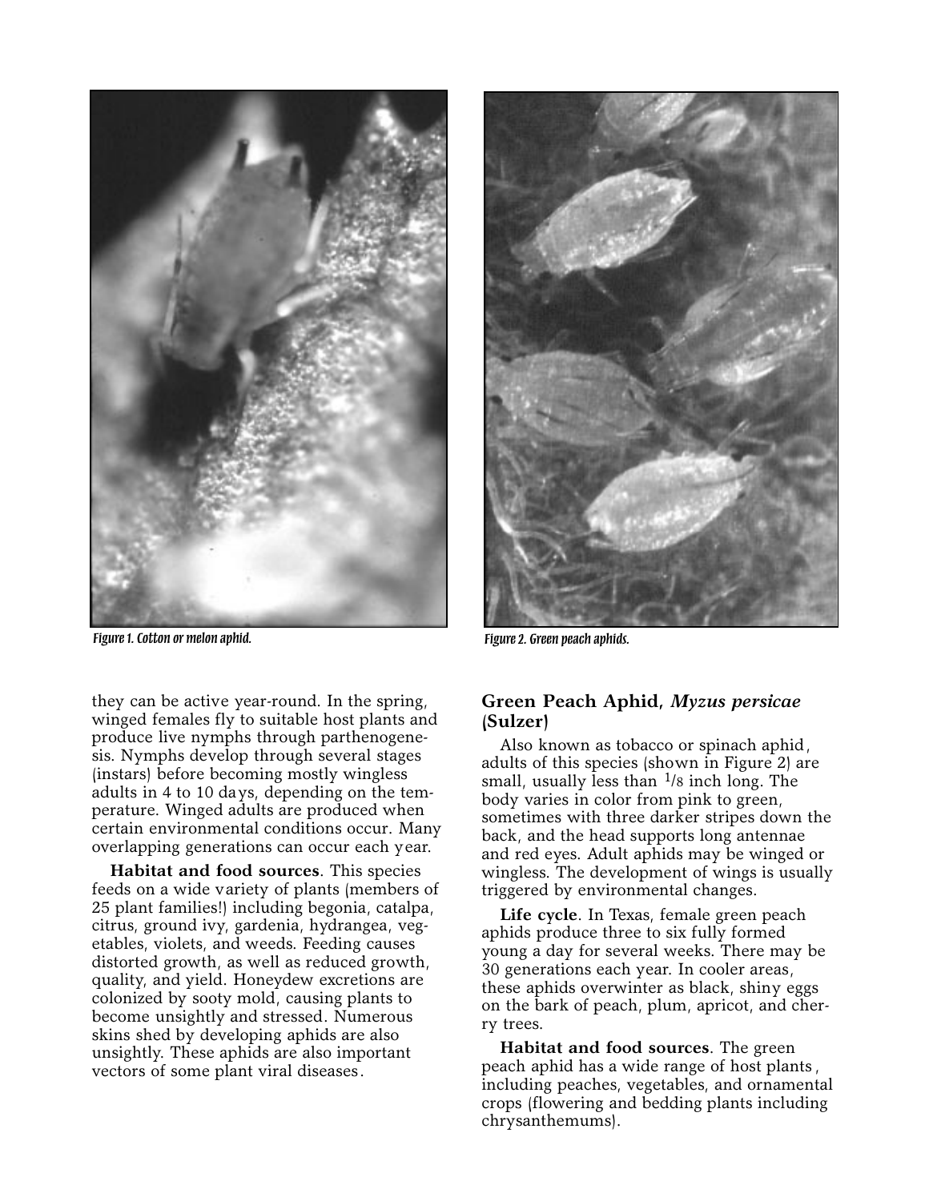Figure 1. Cotton or melon aphid.

Figure 2. Green peach aphids.

they can be active year-round. In the spring, winged females fly to suitable host plants and produce live nymphs through parthenogenesis. Nymphs develop through several stages (instars) before becoming mostly wingless adults in 4 to 10 days, depending on the temperature. Winged adults are produced when certain environmental conditions occur. Many overlapping generations can occur each year.

**Habitat and food sources**. This species feeds on a wide variety of plants (members of 25 plant families!) including begonia, catalpa, citrus, ground ivy, gardenia, hydrangea, vegetables, violets, and weeds. Feeding causes distorted growth, as well as reduced growth, quality, and yield. Honeydew excretions are colonized by sooty mold, causing plants to become unsightly and stressed. Numerous skins shed by developing aphids are also unsightly. These aphids are also important vectors of some plant viral diseases.

### Green Peach Aphid, *Myzus persicae* (Sulzer)

Also known as tobacco or spinach aphid, adults of this species (shown in Figure 2) are small, usually less than 1/8 inch long. The body varies in color from pink to green, sometimes with three darker stripes down the back, and the head supports long antennae and red eyes. Adult aphids may be winged or wingless. The development of wings is usually triggered by environmental changes.

**Life cycle**. In Texas, female green peach aphids produce three to six fully formed young a day for several weeks. There may be 30 generations each year. In cooler areas, these aphids overwinter as black, shiny eggs on the bark of peach, plum, apricot, and cherry trees.

**Habitat and food sources**. The green peach aphid has a wide range of host plants, including peaches, vegetables, and ornamental crops (flowering and bedding plants including chrysanthemums).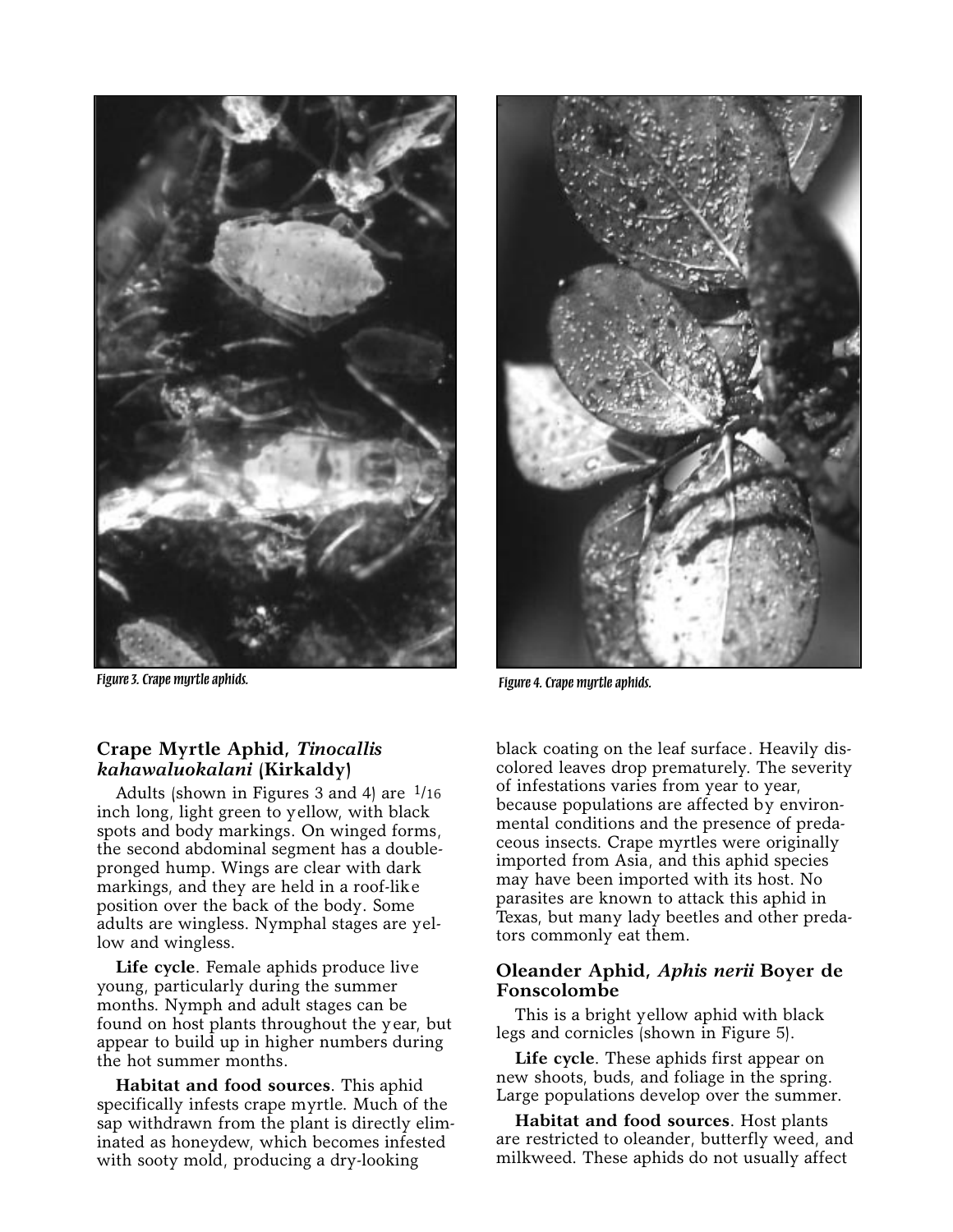Figure 3. Crape myrtle aphids.

Figure 4. Crape myrtle aphids.

### Crape Myrtle Aphid, *Tinocallis kahawaluokalani* (Kirkaldy)

Adults (shown in Figures 3 and 4) are 1/16 inch long, light green to yellow, with black spots and body markings. On winged forms, the second abdominal segment has a double-pronged hump. Wings are clear with dark markings, and they are held in a roof-like position over the back of the body. Some adults are wingless. Nymphal stages are yellow and wingless.

**Life cycle**. Female aphids produce live young, particularly during the summer months. Nymph and adult stages can be found on host plants throughout the year, but appear to build up in higher numbers during the hot summer months.

**Habitat and food sources**. This aphid specifically infests crape myrtle. Much of the sap withdrawn from the plant is directly eliminated as honeydew, which becomes infested with sooty mold, producing a dry-looking black coating on the leaf surface. Heavily discolored leaves drop prematurely. The severity of infestations varies from year to year, because populations are affected by environmental conditions and the presence of predaceous insects. Crape myrtles were originally imported from Asia, and this aphid species may have been imported with its host. No parasites are known to attack this aphid in Texas, but many lady beetles and other predators commonly eat them.

### Oleander Aphid, *Aphis nerii* Boyer de Fonscolombe

This is a bright yellow aphid with black legs and cornicles (shown in Figure 5).

**Life cycle**. These aphids first appear on new shoots, buds, and foliage in the spring. Large populations develop over the summer.

**Habitat and food sources**. Host plants are restricted to oleander, butterfly weed, and milkweed. These aphids do not usually affect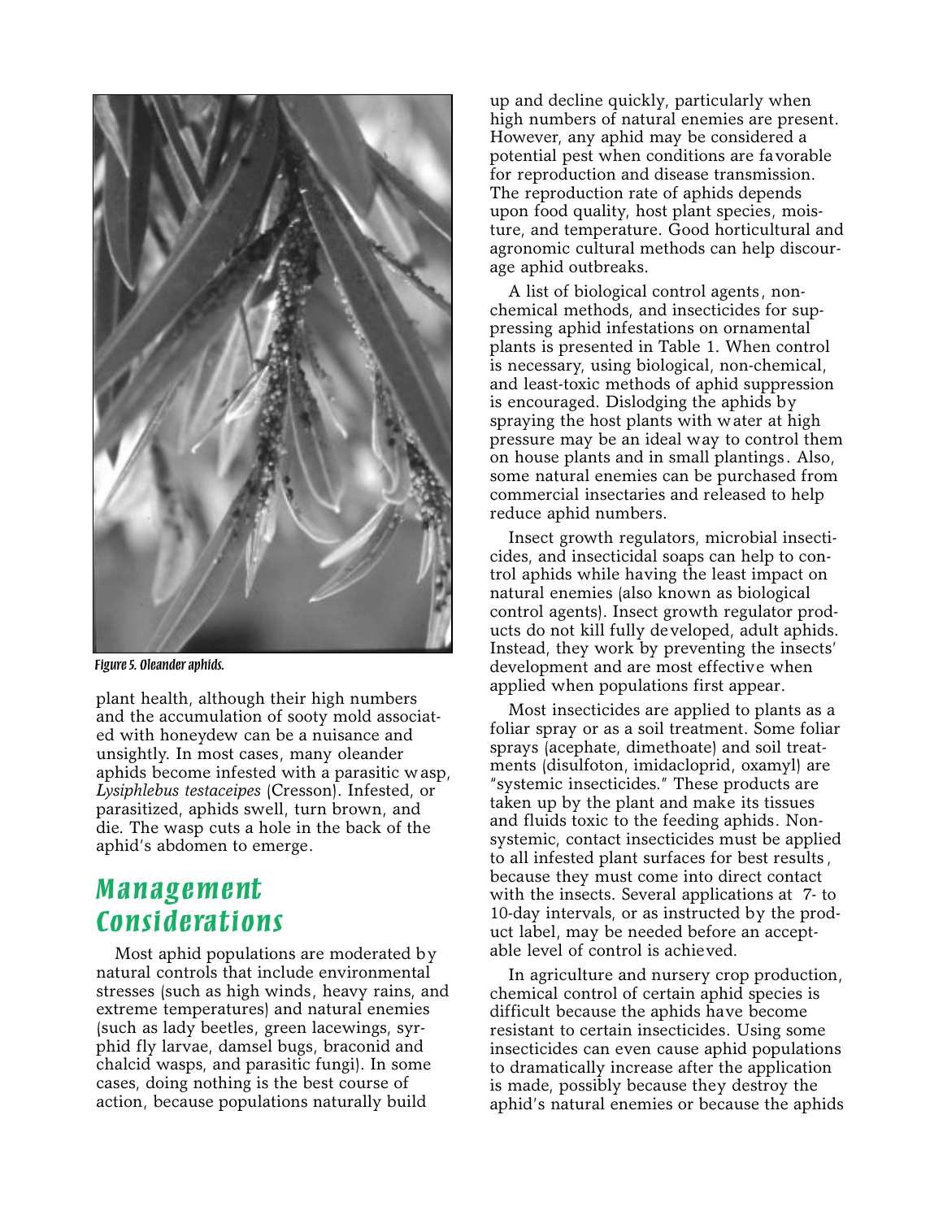Figure 5. Oleander aphids.

plant health, although their high numbers and the accumulation of sooty mold associated with honeydew can be a nuisance and unsightly. In most cases, many oleander aphids become infested with a parasitic wasp, *Lysiphlebus testaceipes* (Cresson). Infested, or parasitized, aphids swell, turn brown, and die. The wasp cuts a hole in the back of the aphid's abdomen to emerge.

## Management Considerations

Most aphid populations are moderated by natural controls that include environmental stresses (such as high winds, heavy rains, and extreme temperatures) and natural enemies (such as lady beetles, green lacewings, syrphid fly larvae, damsel bugs, braconid and chalcid wasps, and parasitic fungi). In some cases, doing nothing is the best course of action, because populations naturally build up and decline quickly, particularly when high numbers of natural enemies are present. However, any aphid may be considered a potential pest when conditions are favorable for reproduction and disease transmission. The reproduction rate of aphids depends upon food quality, host plant species, moisture, and temperature. Good horticultural and agronomic cultural methods can help discourage aphid outbreaks.

A list of biological control agents, non-chemical methods, and insecticides for suppressing aphid infestations on ornamental plants is presented in Table 1. When control is necessary, using biological, non-chemical, and least-toxic methods of aphid suppression is encouraged. Dislodging the aphids by spraying the host plants with water at high pressure may be an ideal way to control them on house plants and in small plantings. Also, some natural enemies can be purchased from commercial insectaries and released to help reduce aphid numbers.

Insect growth regulators, microbial insecticides, and insecticidal soaps can help to control aphids while having the least impact on natural enemies (also known as biological control agents). Insect growth regulator products do not kill fully developed, adult aphids. Instead, they work by preventing the insects' development and are most effective when applied when populations first appear.

Most insecticides are applied to plants as a foliar spray or as a soil treatment. Some foliar sprays (acephate, dimethoate) and soil treatments (disulfoton, imidacloprid, oxamyl) are "systemic insecticides." These products are taken up by the plant and make its tissues and fluids toxic to the feeding aphids. Non-systemic, contact insecticides must be applied to all infested plant surfaces for best results, because they must come into direct contact with the insects. Several applications at 7- to 10-day intervals, or as instructed by the product label, may be needed before an acceptable level of control is achieved.

In agriculture and nursery crop production, chemical control of certain aphid species is difficult because the aphids have become resistant to certain insecticides. Using some insecticides can even cause aphid populations to dramatically increase after the application is made, possibly because they destroy the aphid's natural enemies or because the aphids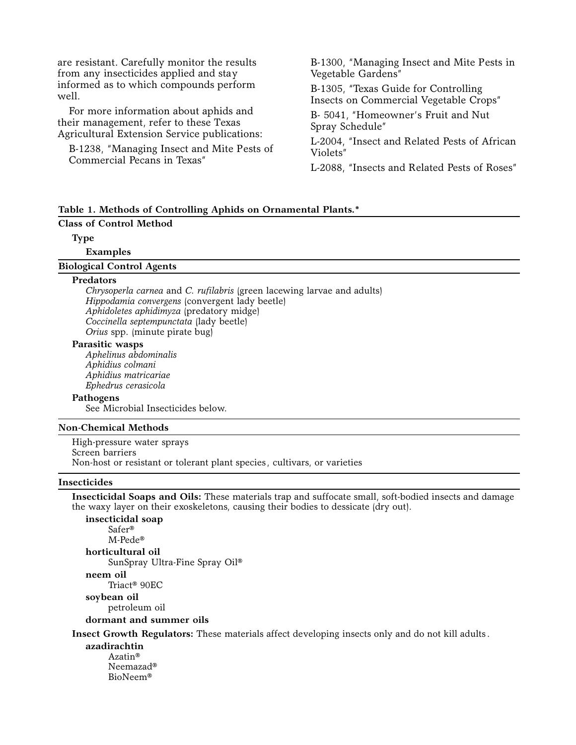are resistant. Carefully monitor the results from any insecticides applied and stay informed as to which compounds perform well.

For more information about aphids and their management, refer to these Texas Agricultural Extension Service publications:

B-1238, "Managing Insect and Mite Pests of Commercial Pecans in Texas"

B-1300, "Managing Insect and Mite Pests in Vegetable Gardens"

B-1305, "Texas Guide for Controlling Insects on Commercial Vegetable Crops"

B- 5041, "Homeowner's Fruit and Nut Spray Schedule"

L-2004, "Insect and Related Pests of African Violets"

L-2088, "Insects and Related Pests of Roses"

**Table 1. Methods of Controlling Aphids on Ornamental Plants.***

**Class of Control Method**

**Type**

**Examples**

**Biological Control Agents**

**Predators**

*Chrysoperla carnea* and *C. rufilabris* (green lacewing larvae and adults)
*Hippodamia convergens* (convergent lady beetle)
*Aphidoletes aphidimyza* (predatory midge)
*Coccinella septempunctata* (lady beetle)
*Orius* spp. (minute pirate bug)

**Parasitic wasps**

*Aphelinus abdominalis*
*Aphidius colmani*
*Aphidius matricariae*
*Ephedrus cerasicola*

**Pathogens**

See Microbial Insecticides below.

**Non-Chemical Methods**

High-pressure water sprays
Screen barriers
Non-host or resistant or tolerant plant species, cultivars, or varieties

**Insecticides**

**Insecticidal Soaps and Oils:** These materials trap and suffocate small, soft-bodied insects and damage the waxy layer on their exoskeletons, causing their bodies to dessicate (dry out).

**insecticidal soap**

Safer®
M-Pede®

**horticultural oil**

SunSpray Ultra-Fine Spray Oil®

**neem oil**

Triact® 90EC

**soybean oil**

petroleum oil

**dormant and summer oils**

**Insect Growth Regulators:** These materials affect developing insects only and do not kill adults.

**azadirachtin**

Azatin®
Neemazad®
BioNeem®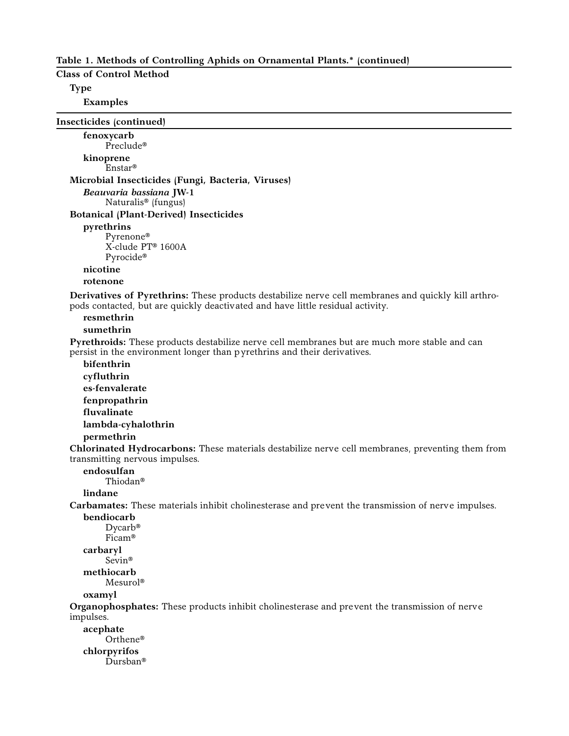**Table 1. Methods of Controlling Aphids on Ornamental Plants.* (continued)**

**Class of Control Method**
- **Type**
  - **Examples**

---

**Insecticides (continued)**

- **fenoxycarb**
  - Preclude®
- **kinoprene**
  - Enstar®

**Microbial Insecticides (Fungi, Bacteria, Viruses)**

- ***Beauvaria bassiana* JW-1**
  - Naturalis® (fungus)

**Botanical (Plant-Derived) Insecticides**

- **pyrethrins**
  - Pyrenone®
  - X-clude PT® 1600A
  - Pyrocide®
- **nicotine**
- **rotenone**

**Derivatives of Pyrethrins:** These products destabilize nerve cell membranes and quickly kill arthropods contacted, but are quickly deactivated and have little residual activity.

- **resmethrin**
- **sumethrin**

**Pyrethroids:** These products destabilize nerve cell membranes but are much more stable and can persist in the environment longer than pyrethrins and their derivatives.

- **bifenthrin**
- **cyfluthrin**
- **es-fenvalerate**
- **fenpropathrin**
- **fluvalinate**
- **lambda-cyhalothrin**
- **permethrin**

**Chlorinated Hydrocarbons:** These materials destabilize nerve cell membranes, preventing them from transmitting nervous impulses.

- **endosulfan**
  - Thiodan®
- **lindane**

**Carbamates:** These materials inhibit cholinesterase and prevent the transmission of nerve impulses.

- **bendiocarb**
  - Dycarb®
  - Ficam®
- **carbaryl**
  - Sevin®
- **methiocarb**
  - Mesurol®
- **oxamyl**

**Organophosphates:** These products inhibit cholinesterase and prevent the transmission of nerve impulses.

- **acephate**
  - Orthene®
- **chlorpyrifos**
  - Dursban®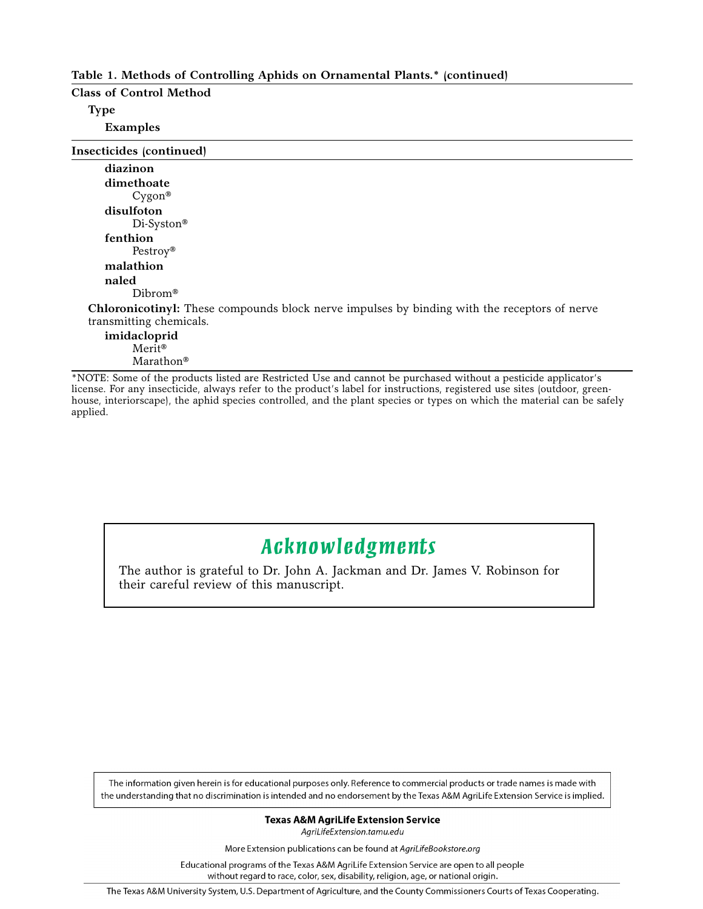**Table 1. Methods of Controlling Aphids on Ornamental Plants.* (continued)**

**Class of Control Method**

**Type**

**Examples**

**Insecticides (continued)**

- **diazinon**
- **dimethoate**
  - Cygon®
- **disulfoton**
  - Di-Syston®
- **fenthion**
  - Pestroy®
- **malathion**
- **naled**
  - Dibrom®

**Chloronicotinyl:** These compounds block nerve impulses by binding with the receptors of nerve transmitting chemicals.

- **imidacloprid**
  - Merit®
  - Marathon®

*NOTE: Some of the products listed are Restricted Use and cannot be purchased without a pesticide applicator's license. For any insecticide, always refer to the product's label for instructions, registered use sites (outdoor, greenhouse, interiorscape), the aphid species controlled, and the plant species or types on which the material can be safely applied.

## Acknowledgments

The author is grateful to Dr. John A. Jackman and Dr. James V. Robinson for their careful review of this manuscript.

The information given herein is for educational purposes only. Reference to commercial products or trade names is made with the understanding that no discrimination is intended and no endorsement by the Texas A&M AgriLife Extension Service is implied.

**Texas A&M AgriLife Extension Service**
*AgriLifeExtension.tamu.edu*

More Extension publications can be found at *AgriLifeBookstore.org*

Educational programs of the Texas A&M AgriLife Extension Service are open to all people without regard to race, color, sex, disability, religion, age, or national origin.

The Texas A&M University System, U.S. Department of Agriculture, and the County Commissioners Courts of Texas Cooperating.